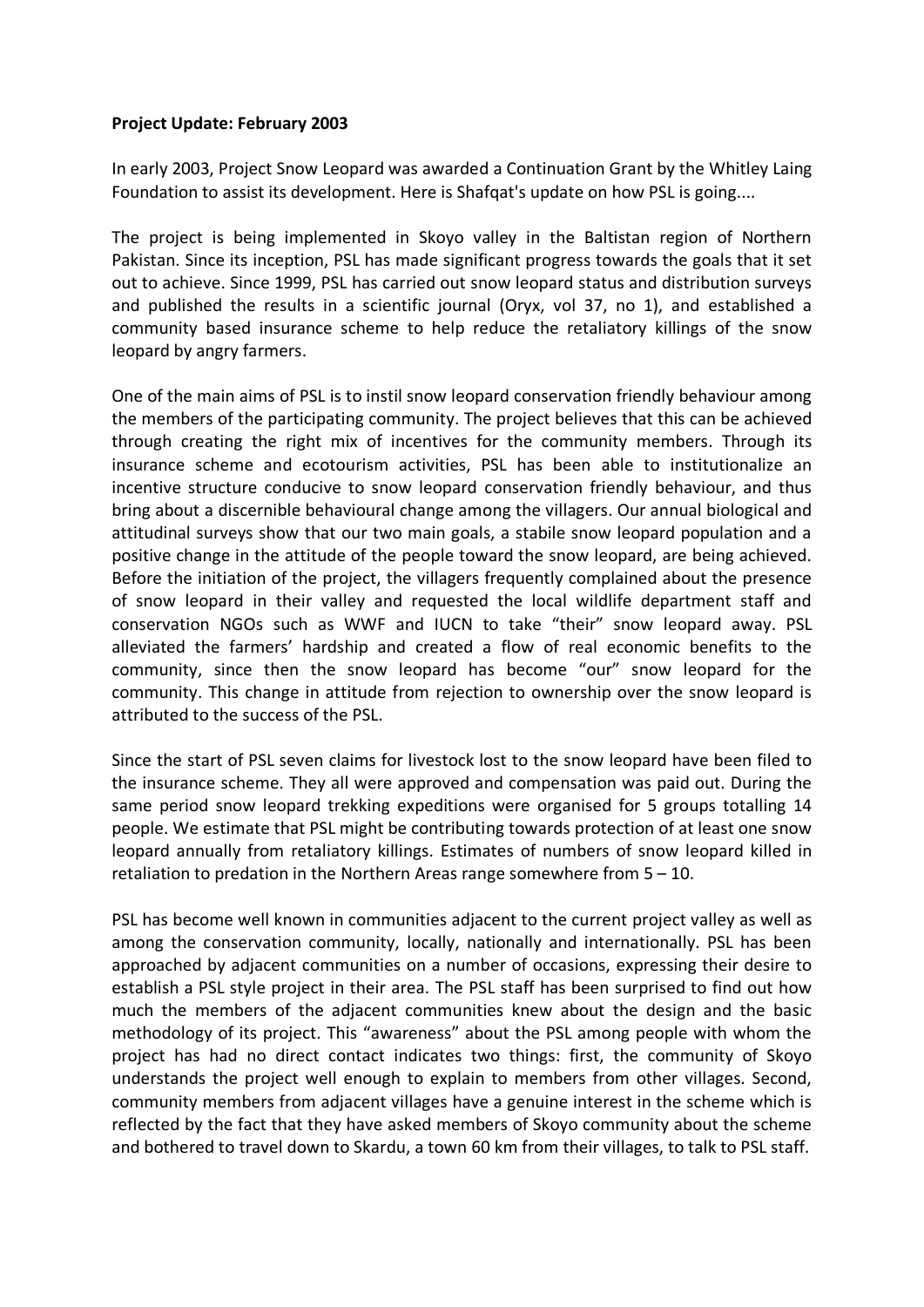**Project Update: February 2003**

In early 2003, Project Snow Leopard was awarded a Continuation Grant by the Whitley Laing Foundation to assist its development. Here is Shafqat's update on how PSL is going....

The project is being implemented in Skoyo valley in the Baltistan region of Northern Pakistan. Since its inception, PSL has made significant progress towards the goals that it set out to achieve. Since 1999, PSL has carried out snow leopard status and distribution surveys and published the results in a scientific journal (Oryx, vol 37, no 1), and established a community based insurance scheme to help reduce the retaliatory killings of the snow leopard by angry farmers.

One of the main aims of PSL is to instil snow leopard conservation friendly behaviour among the members of the participating community. The project believes that this can be achieved through creating the right mix of incentives for the community members. Through its insurance scheme and ecotourism activities, PSL has been able to institutionalize an incentive structure conducive to snow leopard conservation friendly behaviour, and thus bring about a discernible behavioural change among the villagers. Our annual biological and attitudinal surveys show that our two main goals, a stabile snow leopard population and a positive change in the attitude of the people toward the snow leopard, are being achieved. Before the initiation of the project, the villagers frequently complained about the presence of snow leopard in their valley and requested the local wildlife department staff and conservation NGOs such as WWF and IUCN to take "their" snow leopard away. PSL alleviated the farmers' hardship and created a flow of real economic benefits to the community, since then the snow leopard has become "our" snow leopard for the community. This change in attitude from rejection to ownership over the snow leopard is attributed to the success of the PSL.

Since the start of PSL seven claims for livestock lost to the snow leopard have been filed to the insurance scheme. They all were approved and compensation was paid out. During the same period snow leopard trekking expeditions were organised for 5 groups totalling 14 people. We estimate that PSL might be contributing towards protection of at least one snow leopard annually from retaliatory killings. Estimates of numbers of snow leopard killed in retaliation to predation in the Northern Areas range somewhere from 5 – 10.

PSL has become well known in communities adjacent to the current project valley as well as among the conservation community, locally, nationally and internationally. PSL has been approached by adjacent communities on a number of occasions, expressing their desire to establish a PSL style project in their area. The PSL staff has been surprised to find out how much the members of the adjacent communities knew about the design and the basic methodology of its project. This "awareness" about the PSL among people with whom the project has had no direct contact indicates two things: first, the community of Skoyo understands the project well enough to explain to members from other villages. Second, community members from adjacent villages have a genuine interest in the scheme which is reflected by the fact that they have asked members of Skoyo community about the scheme and bothered to travel down to Skardu, a town 60 km from their villages, to talk to PSL staff.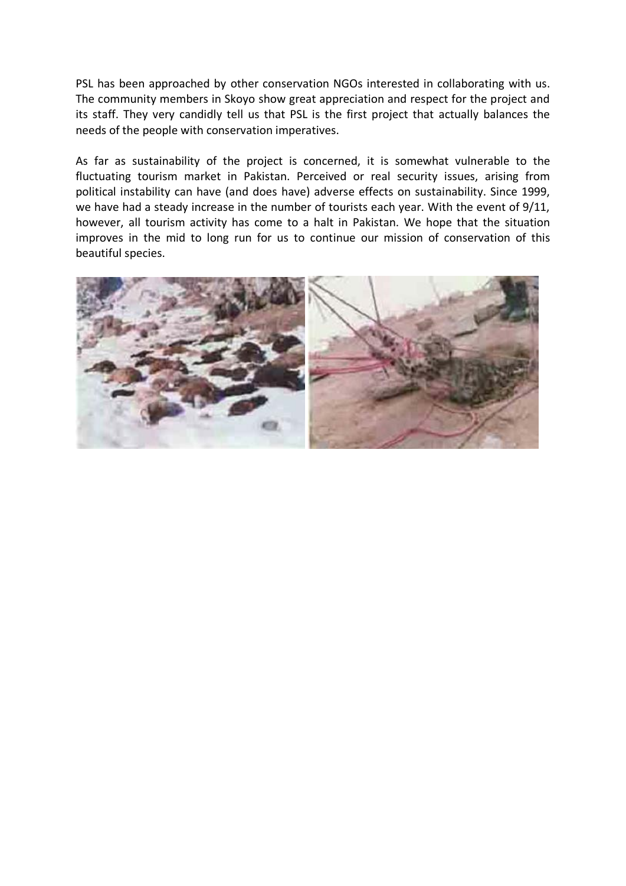PSL has been approached by other conservation NGOs interested in collaborating with us. The community members in Skoyo show great appreciation and respect for the project and its staff. They very candidly tell us that PSL is the first project that actually balances the needs of the people with conservation imperatives.

As far as sustainability of the project is concerned, it is somewhat vulnerable to the fluctuating tourism market in Pakistan. Perceived or real security issues, arising from political instability can have (and does have) adverse effects on sustainability. Since 1999, we have had a steady increase in the number of tourists each year. With the event of 9/11, however, all tourism activity has come to a halt in Pakistan. We hope that the situation improves in the mid to long run for us to continue our mission of conservation of this beautiful species.